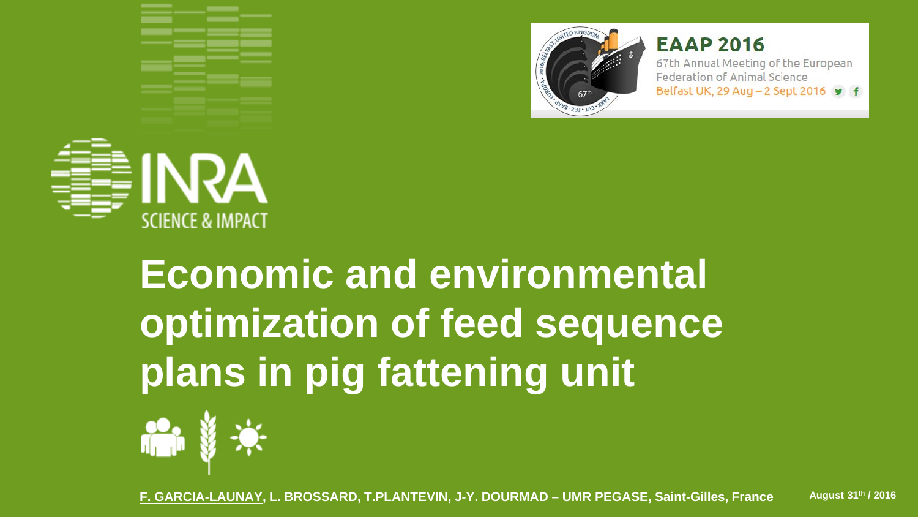EAAP 2016

67th Annual Meeting of the European Federation of Animal Science

Belfast UK, 29 Aug – 2 Sept 2016

INRA

SCIENCE & IMPACT

# Economic and environmental optimization of feed sequence plans in pig fattening unit

**F. GARCIA-LAUNAY, L. BROSSARD, T.PLANTEVIN, J-Y. DOURMAD – UMR PEGASE, Saint-Gilles, France**

**August 31th / 2016**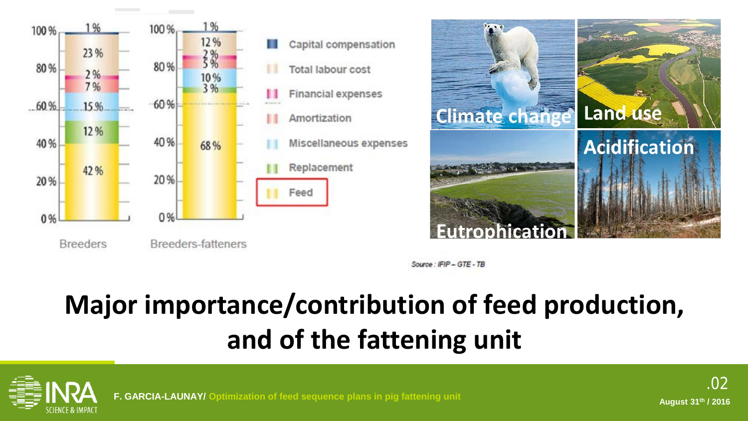| | Breeders | Breeders-fatteners |
|---|---|---|
| Capital compensation | 1 % | 1 % |
| Total labour cost | 23 % | 12 % |
| Financial expenses | 2 % | 2 % |
| Amortization | 7 % | 5 % |
| Miscellaneous expenses | 15 % | 10 % |
| Replacement | 12 % | 3 % |
| Feed | 42 % | 68 % |

Source : IFIP – GTE - TB

Climate change

Land use

Eutrophication

Acidification

# Major importance/contribution of feed production, and of the fattening unit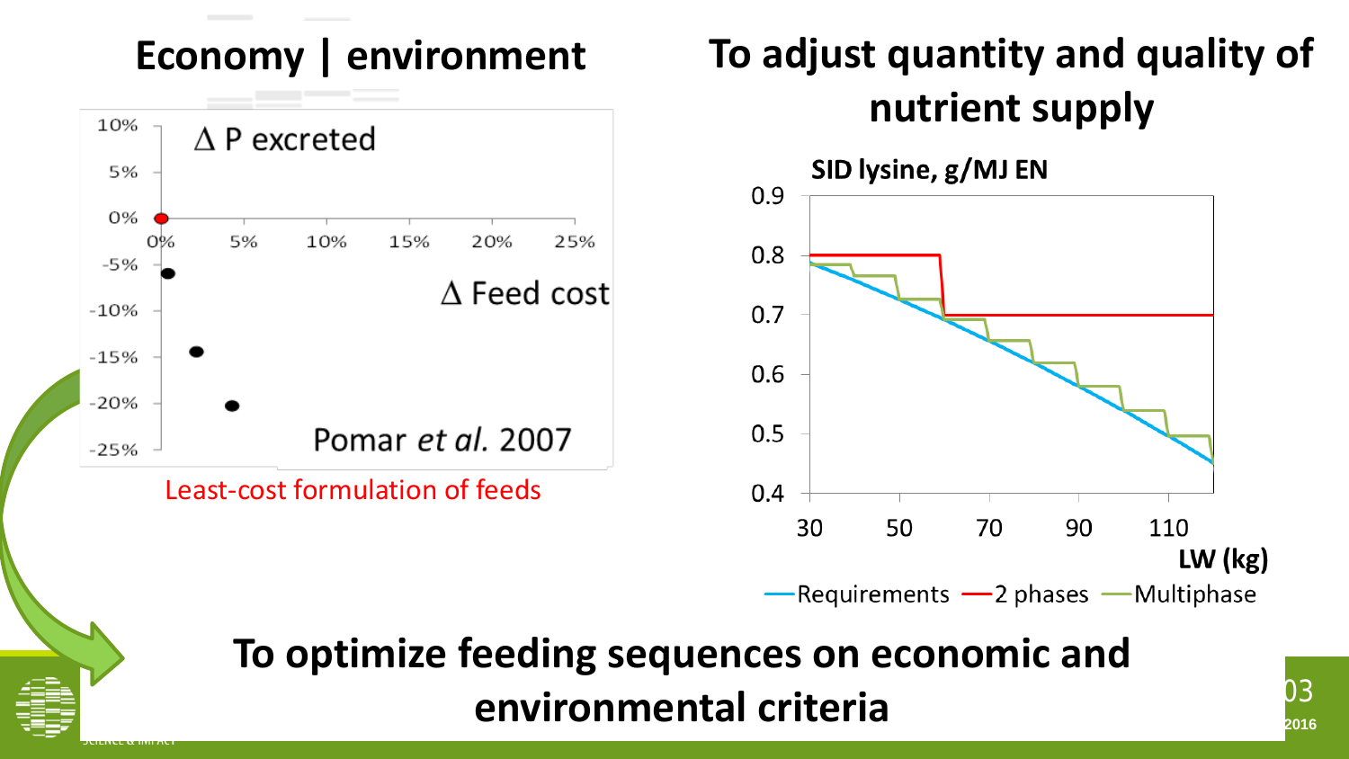## Economy | environment

$\Delta$ P excreted

$\Delta$ Feed cost

Pomar *et al.* 2007

Least-cost formulation of feeds

## To adjust quantity and quality of nutrient supply

SID lysine, g/MJ EN

LW (kg)

Requirements — 2 phases — Multiphase

## To optimize feeding sequences on economic and environmental criteria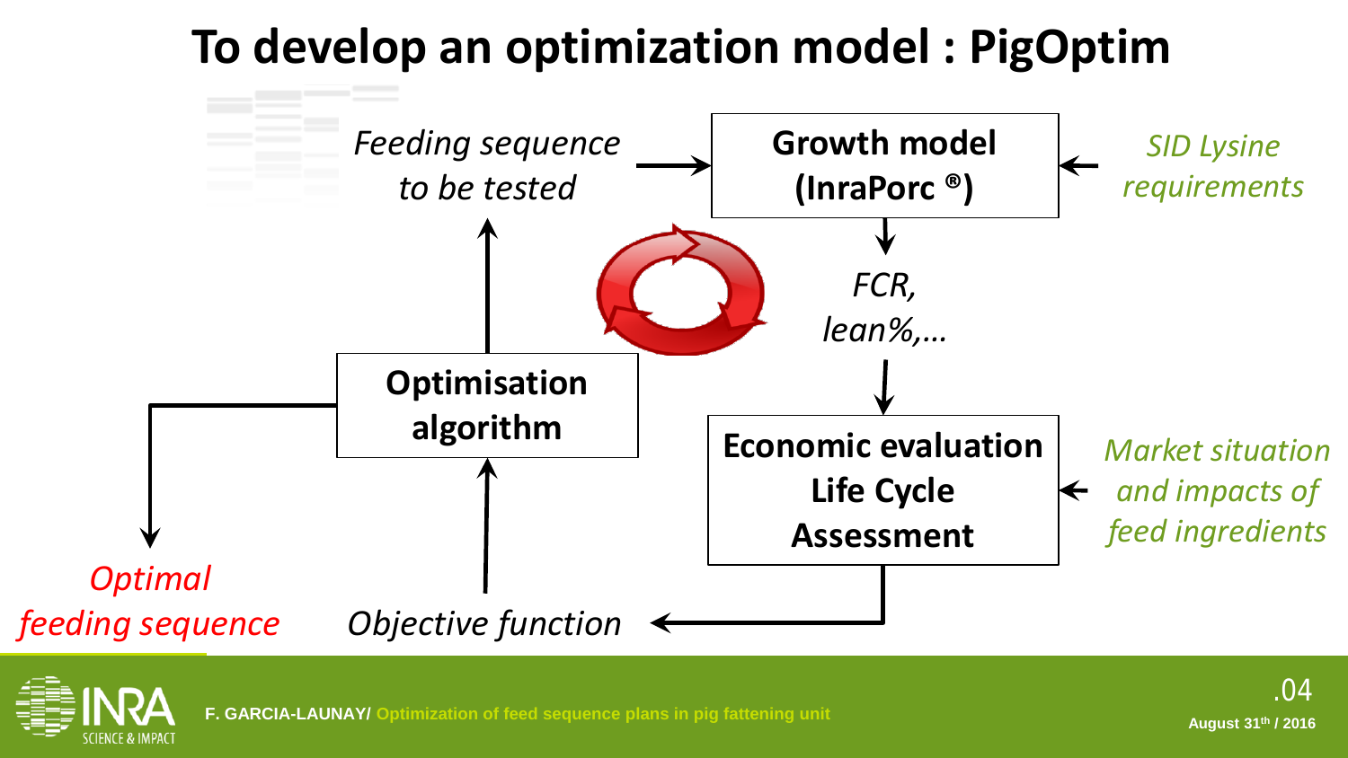# To develop an optimization model : PigOptim

*Feeding sequence to be tested* → **Growth model (InraPorc ®)** ← *SID Lysine requirements*

**Growth model (InraPorc ®)** → *FCR, lean%,…* → **Economic evaluation Life Cycle Assessment** ← *Market situation and impacts of feed ingredients*

**Economic evaluation Life Cycle Assessment** → *Objective function* → **Optimisation algorithm** → *Feeding sequence to be tested*

**Optimisation algorithm** → *Optimal feeding sequence*

**F. GARCIA-LAUNAY/** Optimization of feed sequence plans in pig fattening unit

August 31th / 2016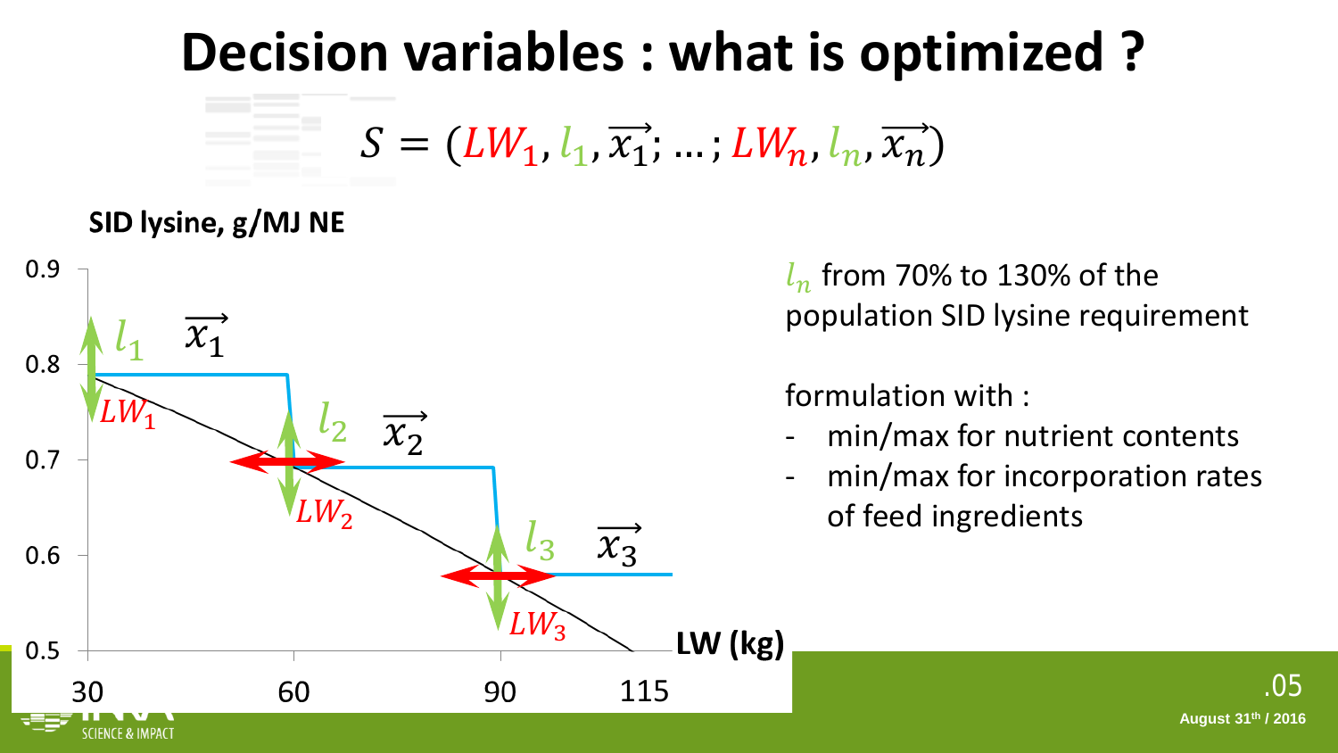# Decision variables : what is optimized ?

$$S = (LW_1, l_1, \overrightarrow{x_1}; \ldots; LW_n, l_n, \overrightarrow{x_n})$$

SID lysine, g/MJ NE

0.9
0.8
0.7
0.6
0.5

$l_1$ $\overrightarrow{x_1}$ $LW_1$

$l_2$ $\overrightarrow{x_2}$ $LW_2$

$l_3$ $\overrightarrow{x_3}$ $LW_3$

30 60 90 115 **LW (kg)**

$l_n$ from 70% to 130% of the population SID lysine requirement

formulation with :

- min/max for nutrient contents
- min/max for incorporation rates of feed ingredients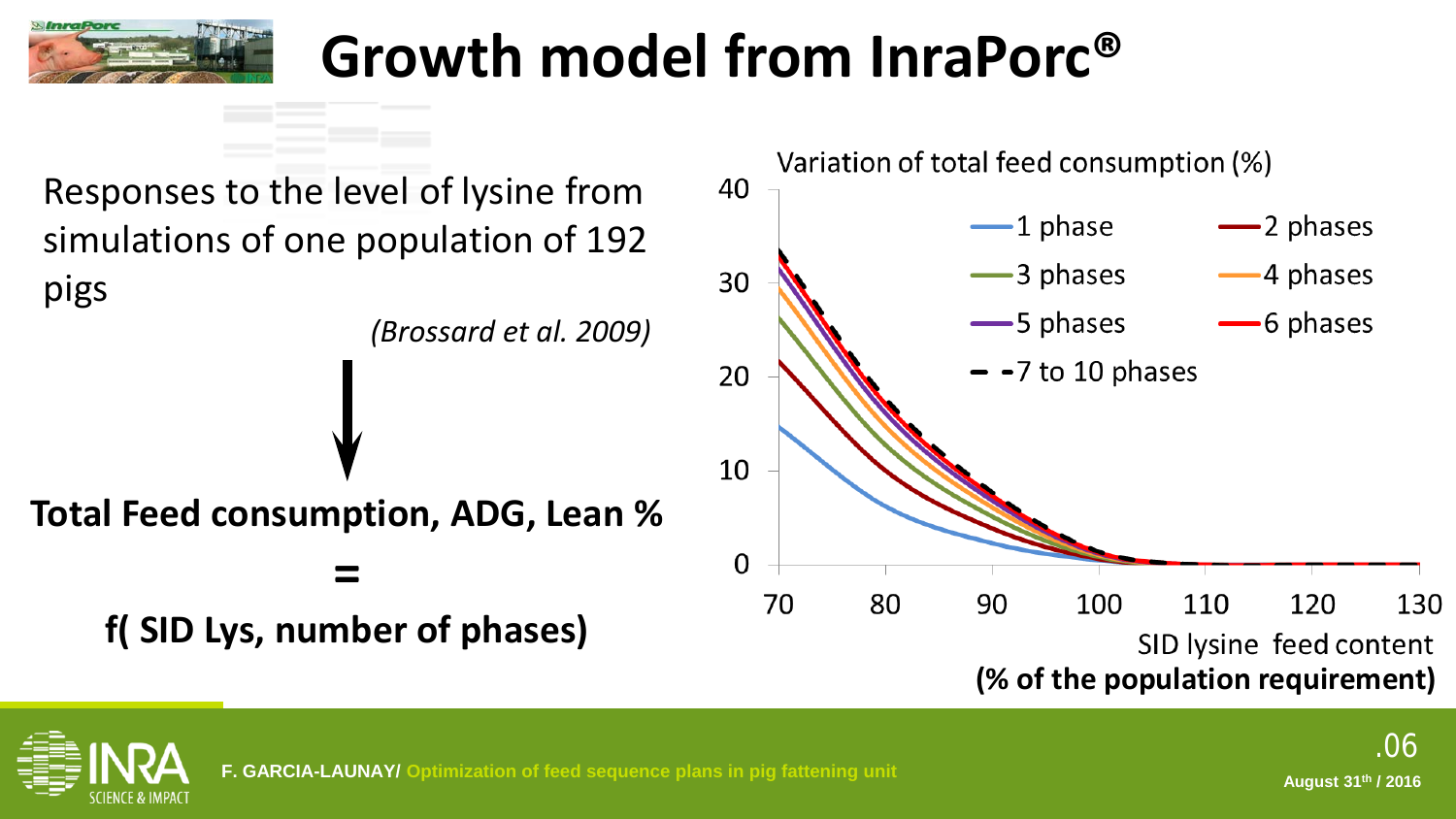# Growth model from InraPorc®

Responses to the level of lysine from simulations of one population of 192 pigs

*(Brossard et al. 2009)*

↓

**Total Feed consumption, ADG, Lean %**

**=**

**f( SID Lys, number of phases)**

Variation of total feed consumption (%)

Legend: 1 phase; 2 phases; 3 phases; 4 phases; 5 phases; 6 phases; 7 to 10 phases

Y axis: 0, 10, 20, 30, 40

X axis: 70, 80, 90, 100, 110, 120, 130

SID lysine feed content **(% of the population requirement)**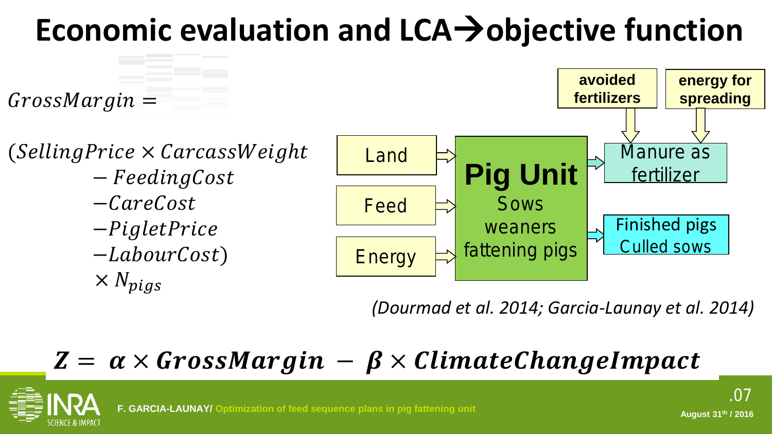# Economic evaluation and LCA→objective function

$$GrossMargin = (SellingPrice \times CarcassWeight - FeedingCost - CareCost - PigletPrice - LabourCost) \times N_{pigs}$$

Land → Pig Unit
Feed → Pig Unit
Energy → Pig Unit

**Pig Unit**
Sows
weaners
fattening pigs

Pig Unit → Manure as fertilizer (← **avoided fertilizers**, ← **energy for spreading**)

Pig Unit → Finished pigs, Culled sows

*(Dourmad et al. 2014; Garcia-Launay et al. 2014)*

$$Z = \alpha \times GrossMargin - \beta \times ClimateChangeImpact$$

**F. GARCIA-LAUNAY/** Optimization of feed sequence plans in pig fattening unit

August 31th / 2016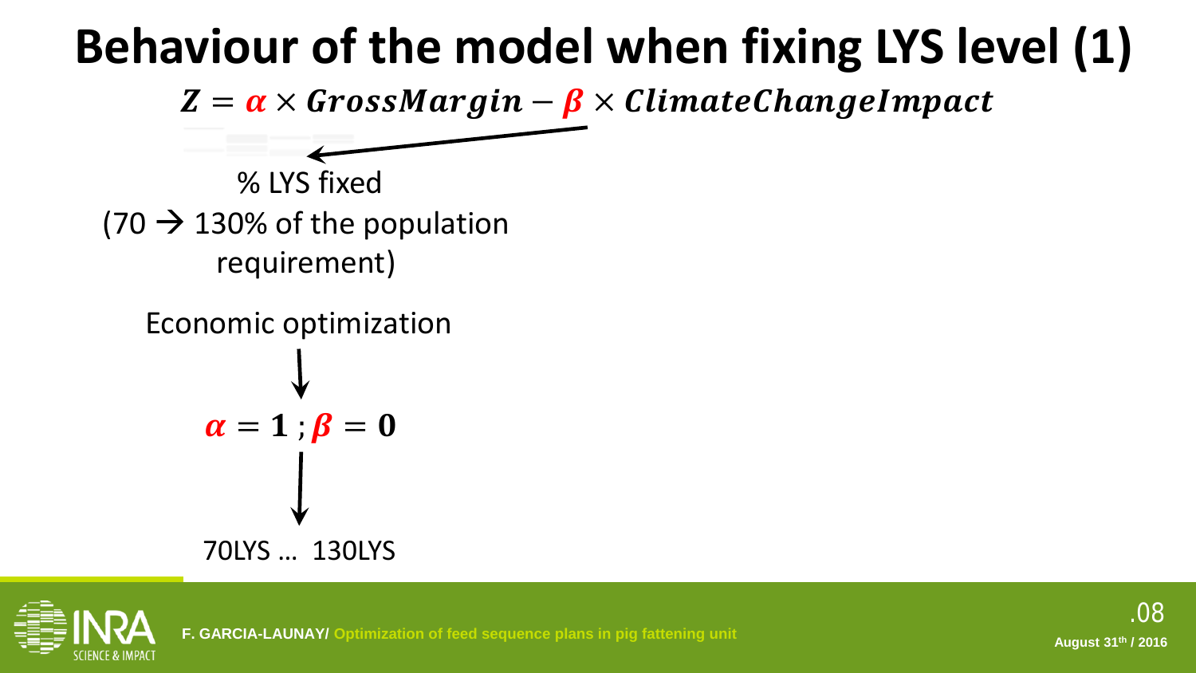# Behaviour of the model when fixing LYS level (1)

$$Z = \alpha \times GrossMargin - \beta \times ClimateChangeImpact$$

% LYS fixed
(70 → 130% of the population requirement)

Economic optimization

↓

$$\alpha = 1 \, ; \beta = 0$$

↓

70LYS … 130LYS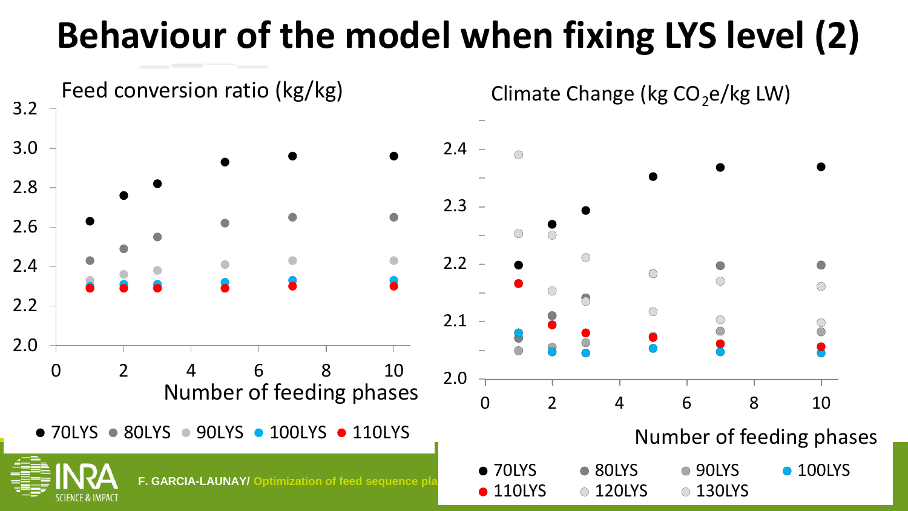# Behaviour of the model when fixing LYS level (2)

Feed conversion ratio (kg/kg)

Number of feeding phases

● 70LYS ● 80LYS ● 90LYS ● 100LYS ● 110LYS

Climate Change (kg $CO_2$e/kg LW)

Number of feeding phases

● 70LYS ● 80LYS ● 90LYS ● 100LYS ● 110LYS ● 120LYS ● 130LYS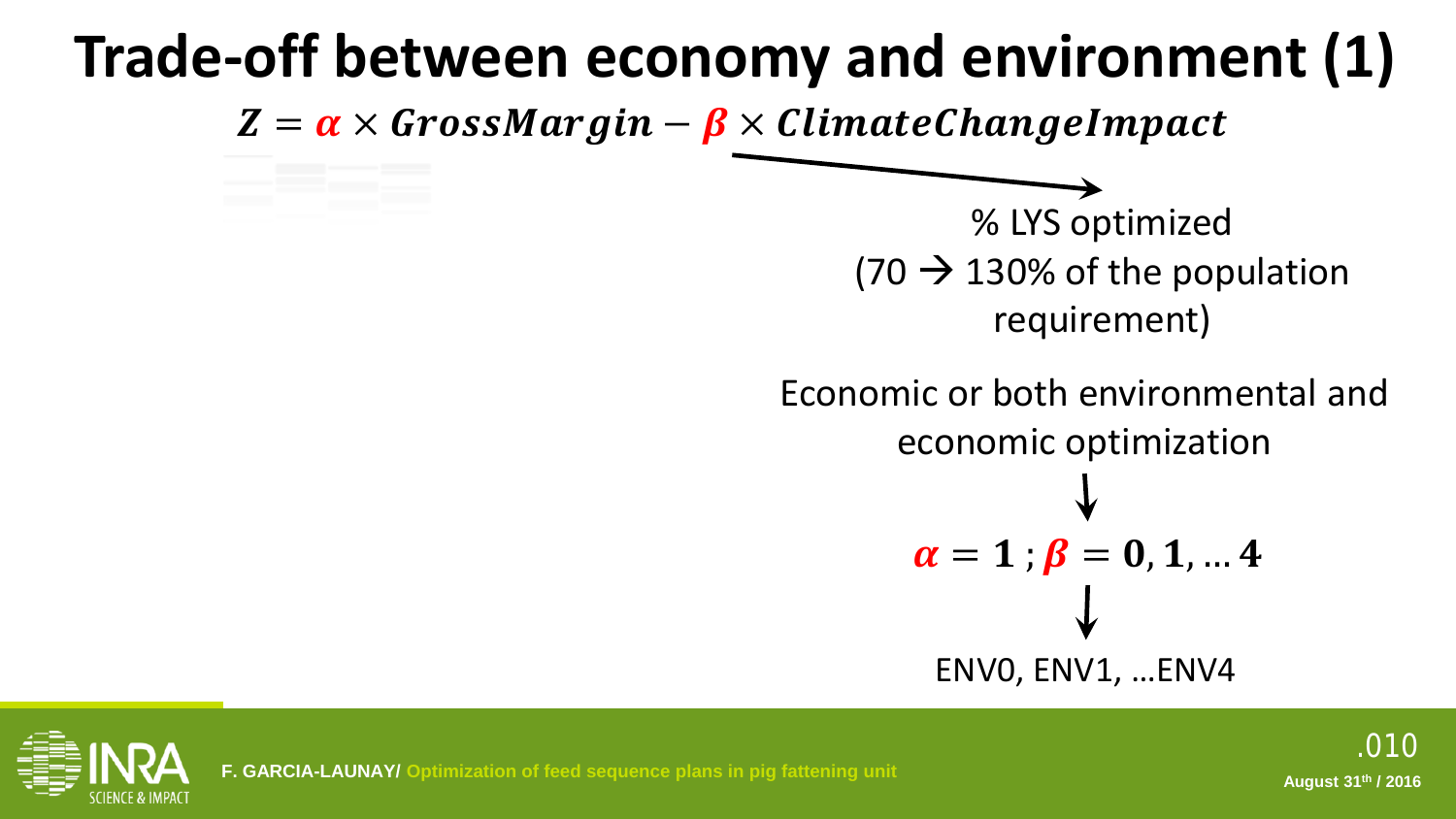# Trade-off between economy and environment (1)

$$Z = \alpha \times GrossMargin - \beta \times ClimateChangeImpact$$

% LYS optimized
(70 → 130% of the population requirement)

Economic or both environmental and economic optimization

$$\alpha = 1 \, ; \beta = 0, 1, \ldots 4$$

ENV0, ENV1, …ENV4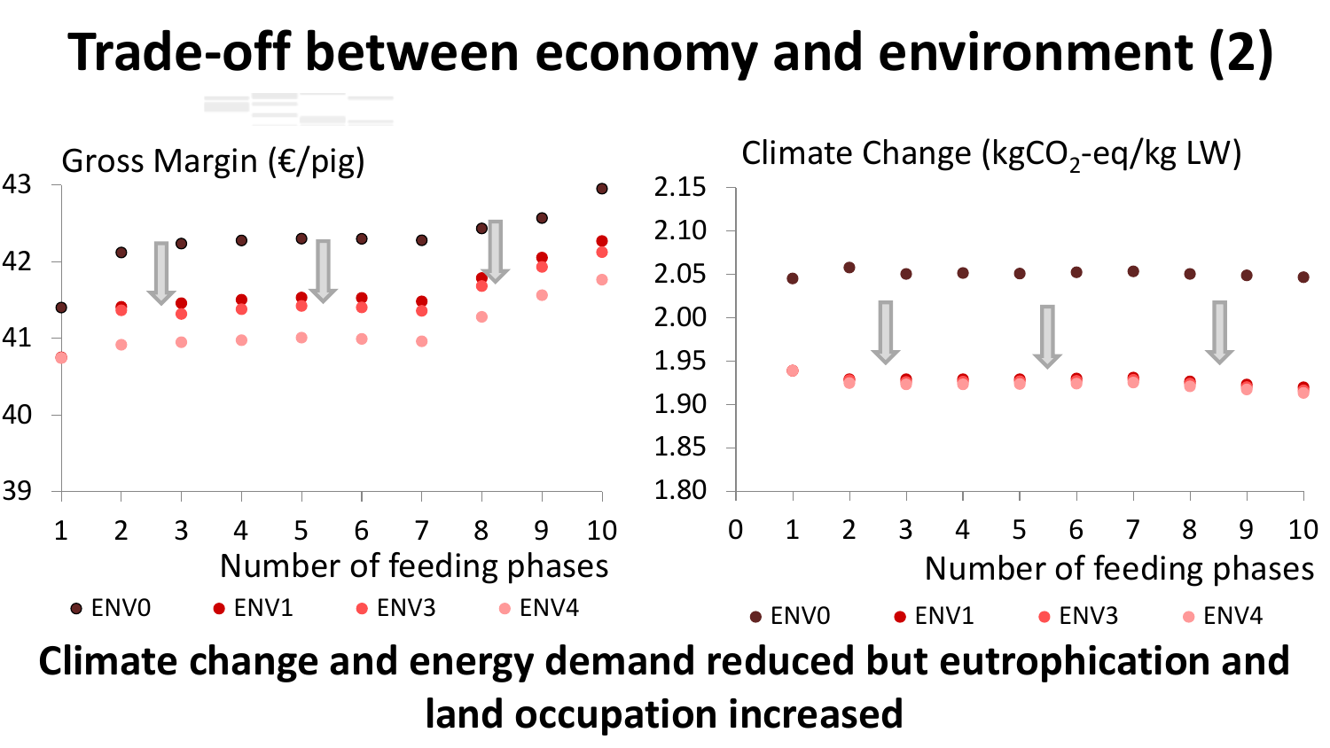# Trade-off between economy and environment (2)

Gross Margin (€/pig)

Climate Change ($kgCO_2$-eq/kg LW)

Number of feeding phases

ENV0 ENV1 ENV3 ENV4

**Climate change and energy demand reduced but eutrophication and land occupation increased**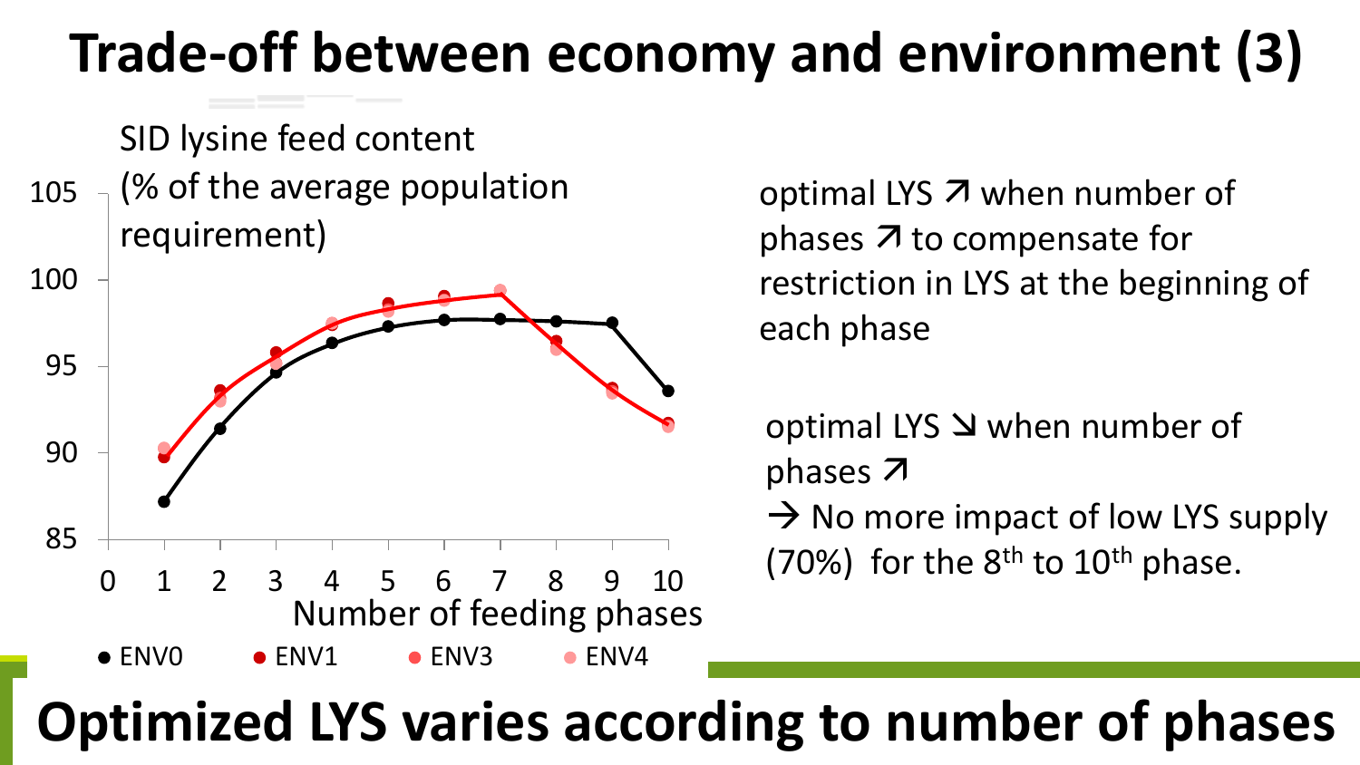# Trade-off between economy and environment (3)

SID lysine feed content (% of the average population requirement)

Number of feeding phases

● ENV0 ● ENV1 ● ENV3 ● ENV4

optimal LYS ↗ when number of phases ↗ to compensate for restriction in LYS at the beginning of each phase

optimal LYS ↘ when number of phases ↗
→ No more impact of low LYS supply (70%) for the 8th to 10th phase.

**Optimized LYS varies according to number of phases**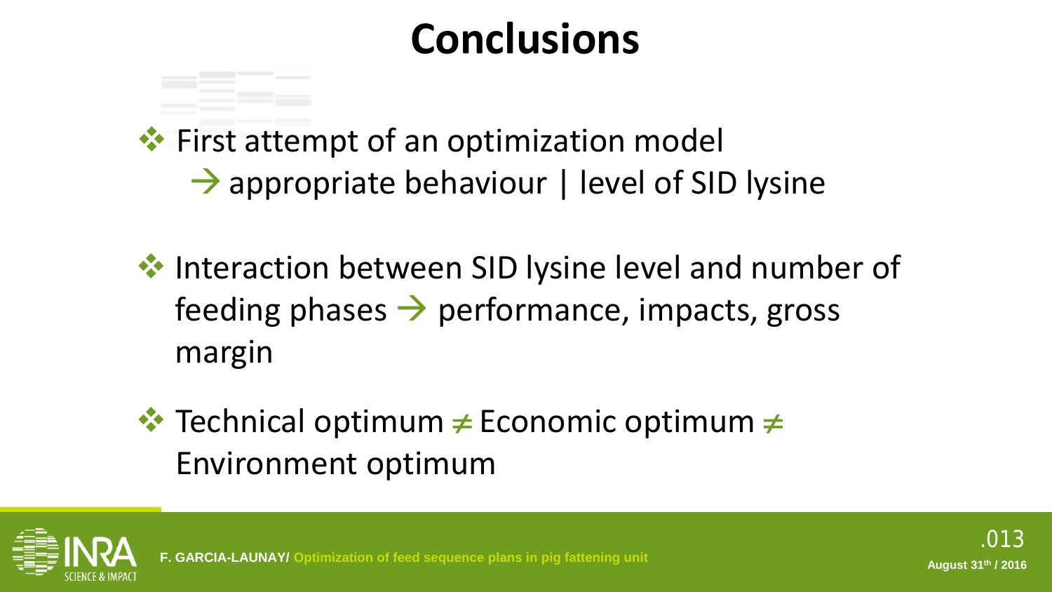# Conclusions

- First attempt of an optimization model
  → appropriate behaviour | level of SID lysine

- Interaction between SID lysine level and number of feeding phases → performance, impacts, gross margin

- Technical optimum ≠ Economic optimum ≠ Environment optimum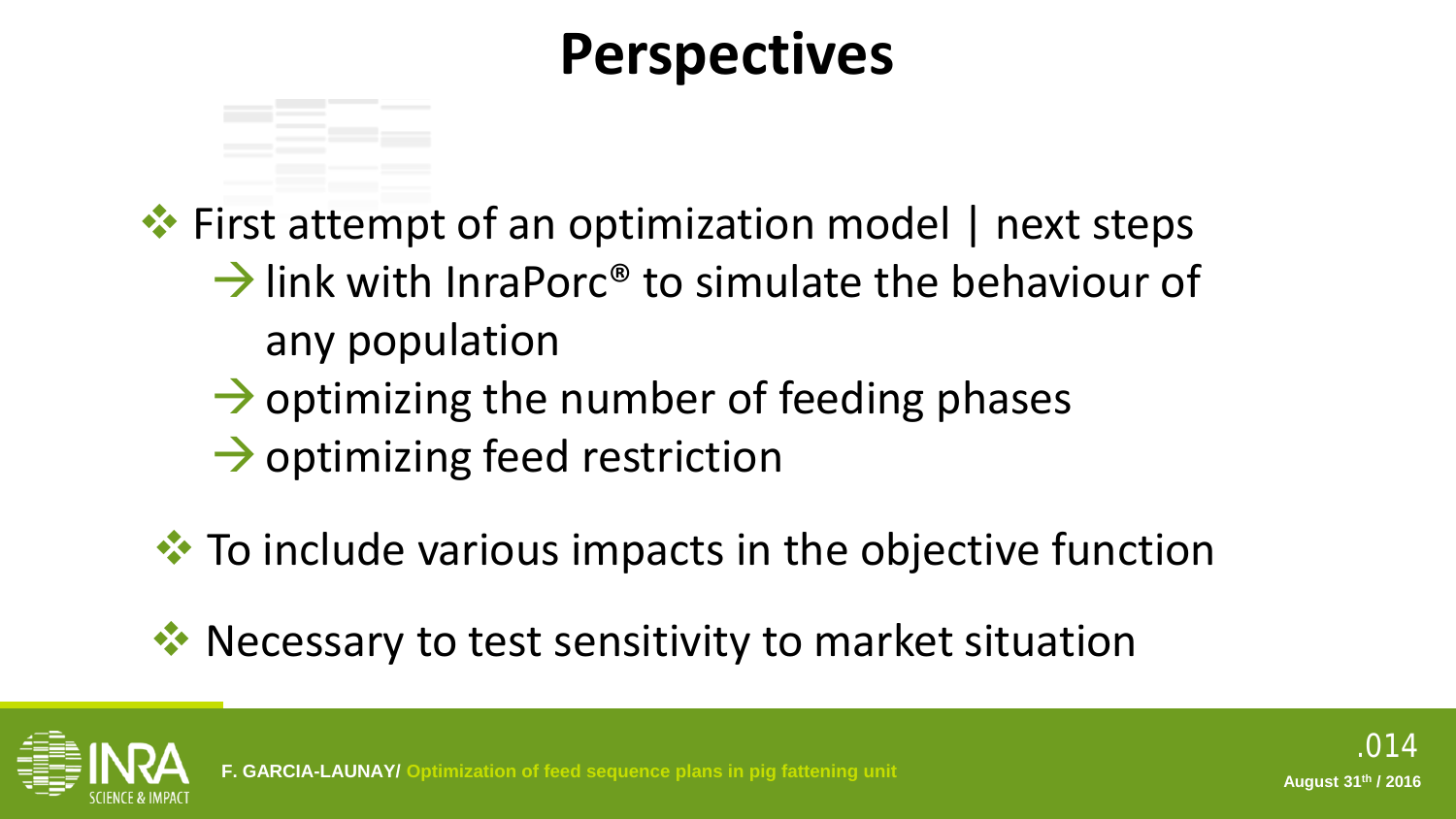# Perspectives

- First attempt of an optimization model | next steps
  - → link with InraPorc® to simulate the behaviour of any population
  - → optimizing the number of feeding phases
  - → optimizing feed restriction
- To include various impacts in the objective function
- Necessary to test sensitivity to market situation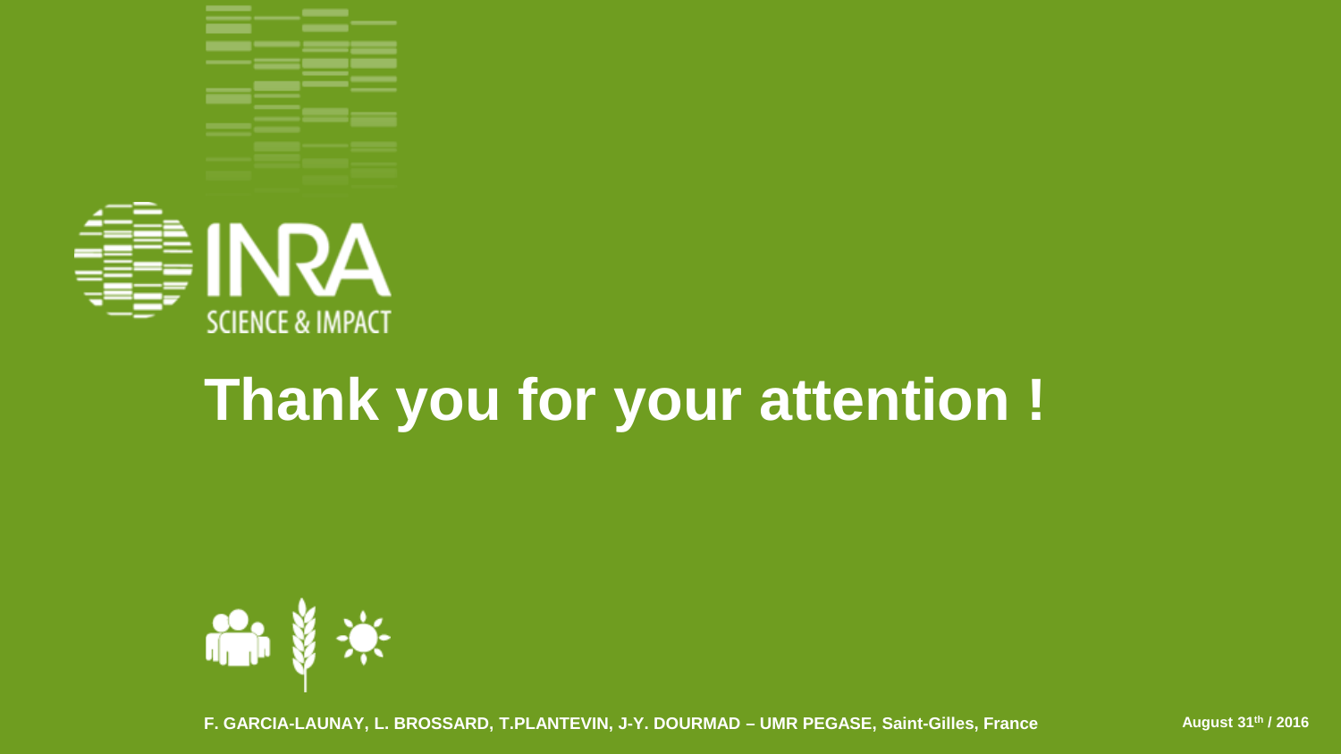INRA

SCIENCE & IMPACT

# Thank you for your attention !

F. GARCIA-LAUNAY, L. BROSSARD, T.PLANTEVIN, J-Y. DOURMAD – UMR PEGASE, Saint-Gilles, France

August 31th / 2016